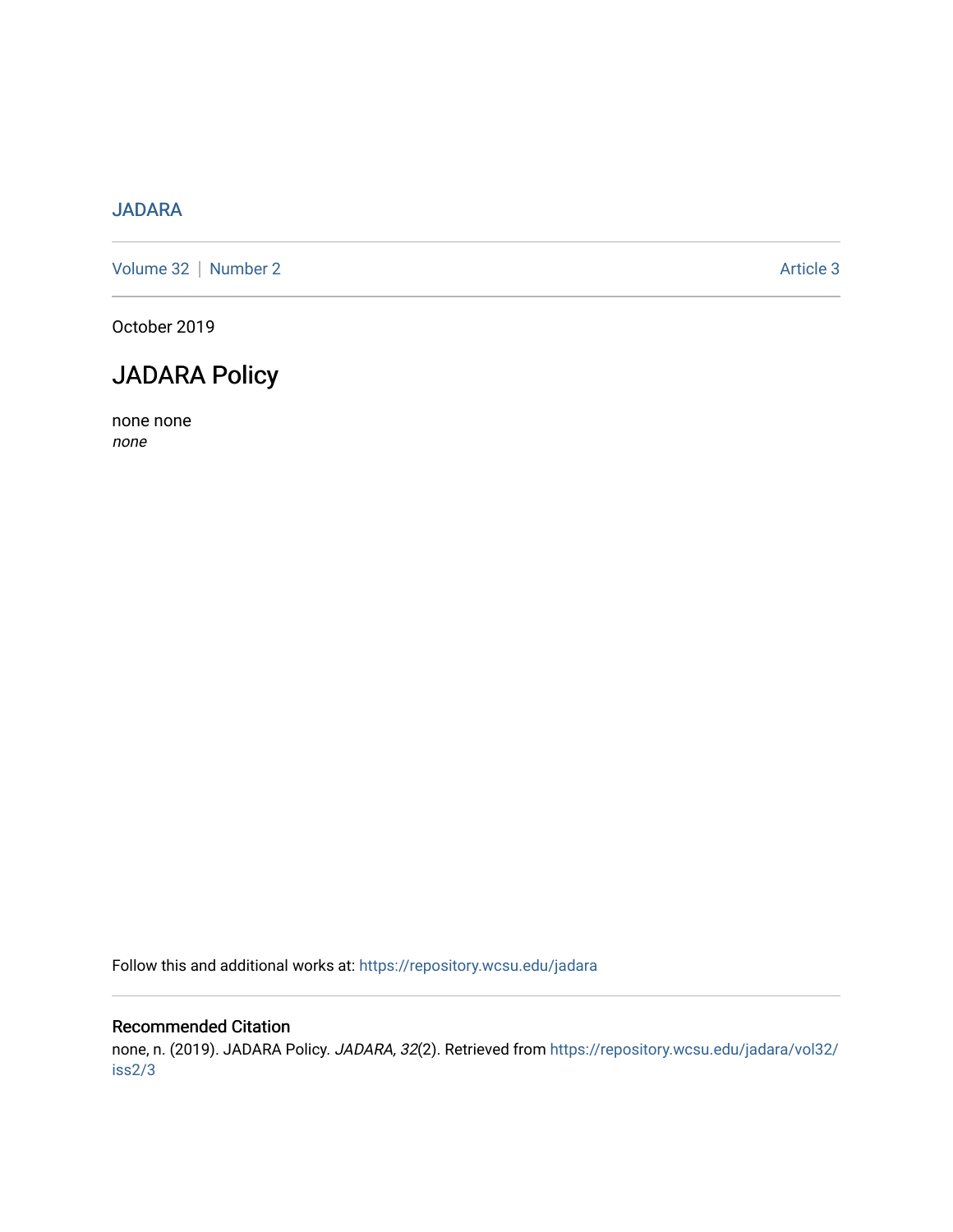JADARA

Volume 32 | Number 2 Article 3

October 2019

# JADARA Policy

none none
*none*

Follow this and additional works at: https://repository.wcsu.edu/jadara

## Recommended Citation

none, n. (2019). JADARA Policy. *JADARA, 32*(2). Retrieved from https://repository.wcsu.edu/jadara/vol32/iss2/3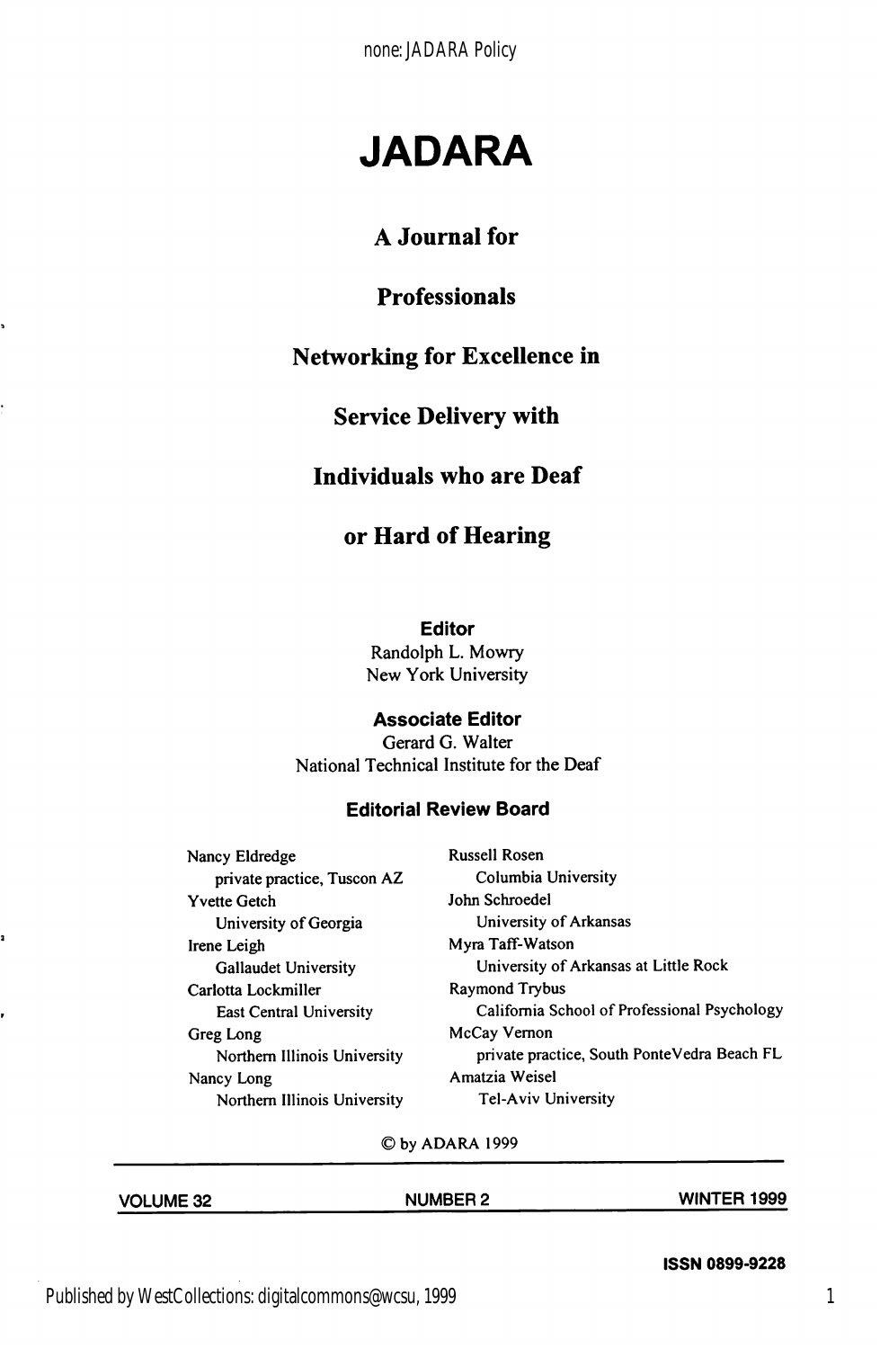# JADARA

## A Journal for

## Professionals

## Networking for Excellence in

## Service Delivery with

## Individuals who are Deaf

## or Hard of Hearing

**Editor**

Randolph L. Mowry
New York University

**Associate Editor**

Gerard G. Walter
National Technical Institute for the Deaf

**Editorial Review Board**

Nancy Eldredge
private practice, Tuscon AZ

Yvette Getch
University of Georgia

Irene Leigh
Gallaudet University

Carlotta Lockmiller
East Central University

Greg Long
Northern Illinois University

Nancy Long
Northern Illinois University

Russell Rosen
Columbia University

John Schroedel
University of Arkansas

Myra Taff-Watson
University of Arkansas at Little Rock

Raymond Trybus
California School of Professional Psychology

McCay Vernon
private practice, South PonteVedra Beach FL

Amatzia Weisel
Tel-Aviv University

© by ADARA 1999

**VOLUME 32** **NUMBER 2** **WINTER 1999**

**ISSN 0899-9228**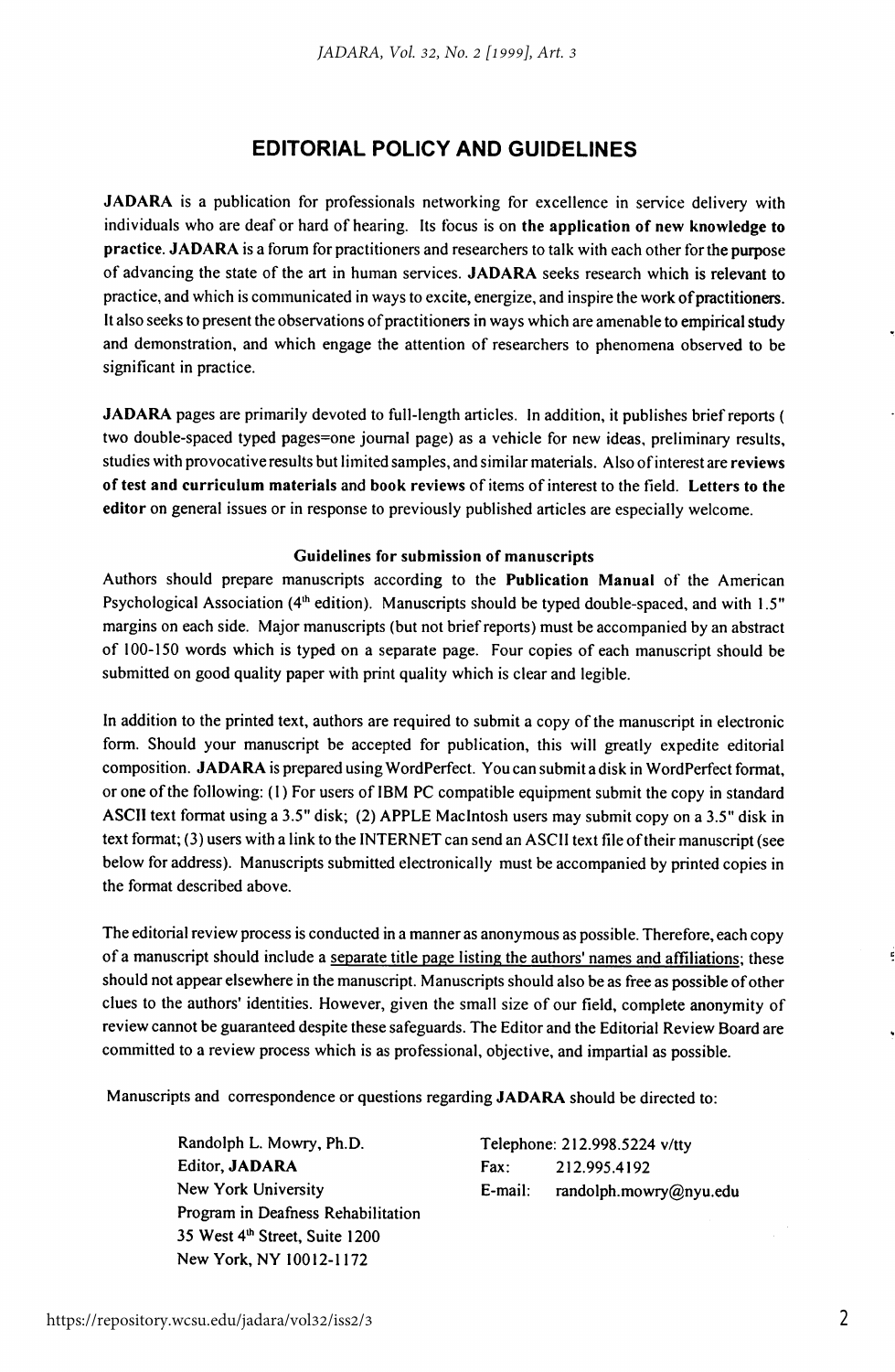## EDITORIAL POLICY AND GUIDELINES

**JADARA** is a publication for professionals networking for excellence in service delivery with individuals who are deaf or hard of hearing. Its focus is on **the application of new knowledge to practice**. **JADARA** is a forum for practitioners and researchers to talk with each other for the purpose of advancing the state of the art in human services. **JADARA** seeks research which is relevant to practice, and which is communicated in ways to excite, energize, and inspire the work of practitioners. It also seeks to present the observations of practitioners in ways which are amenable to empirical study and demonstration, and which engage the attention of researchers to phenomena observed to be significant in practice.

**JADARA** pages are primarily devoted to full-length articles. In addition, it publishes brief reports ( two double-spaced typed pages=one journal page) as a vehicle for new ideas, preliminary results, studies with provocative results but limited samples, and similar materials. Also of interest are **reviews of test and curriculum materials** and **book reviews** of items of interest to the field. **Letters to the editor** on general issues or in response to previously published articles are especially welcome.

**Guidelines for submission of manuscripts**

Authors should prepare manuscripts according to the **Publication Manual** of the American Psychological Association (4th edition). Manuscripts should be typed double-spaced, and with 1.5" margins on each side. Major manuscripts (but not brief reports) must be accompanied by an abstract of 100-150 words which is typed on a separate page. Four copies of each manuscript should be submitted on good quality paper with print quality which is clear and legible.

In addition to the printed text, authors are required to submit a copy of the manuscript in electronic form. Should your manuscript be accepted for publication, this will greatly expedite editorial composition. **JADARA** is prepared using WordPerfect. You can submit a disk in WordPerfect format, or one of the following: (1) For users of IBM PC compatible equipment submit the copy in standard ASCII text format using a 3.5" disk; (2) APPLE MacIntosh users may submit copy on a 3.5" disk in text format; (3) users with a link to the INTERNET can send an ASCII text file of their manuscript (see below for address). Manuscripts submitted electronically must be accompanied by printed copies in the format described above.

The editorial review process is conducted in a manner as anonymous as possible. Therefore, each copy of a manuscript should include a separate title page listing the authors' names and affiliations; these should not appear elsewhere in the manuscript. Manuscripts should also be as free as possible of other clues to the authors' identities. However, given the small size of our field, complete anonymity of review cannot be guaranteed despite these safeguards. The Editor and the Editorial Review Board are committed to a review process which is as professional, objective, and impartial as possible.

Manuscripts and correspondence or questions regarding **JADARA** should be directed to:

Randolph L. Mowry, Ph.D.
Editor, **JADARA**
New York University
Program in Deafness Rehabilitation
35 West 4th Street, Suite 1200
New York, NY 10012-1172

Telephone: 212.998.5224 v/tty
Fax: 212.995.4192
E-mail: randolph.mowry@nyu.edu